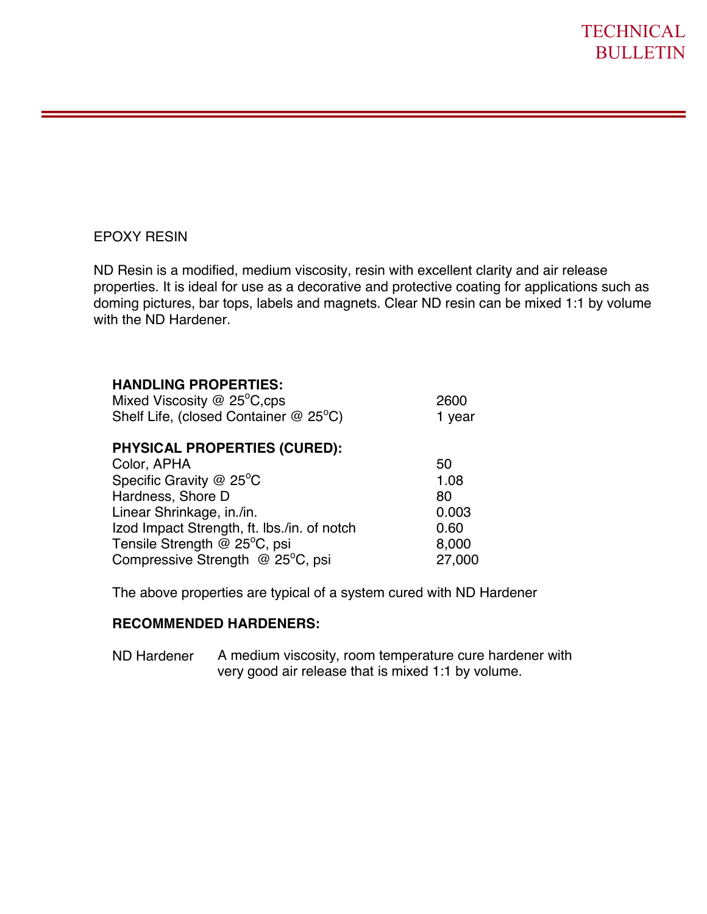# TECHNICAL BULLETIN

EPOXY RESIN

ND Resin is a modified, medium viscosity, resin with excellent clarity and air release properties. It is ideal for use as a decorative and protective coating for applications such as doming pictures, bar tops, labels and magnets. Clear ND resin can be mixed 1:1 by volume with the ND Hardener.

**HANDLING PROPERTIES:**

| | |
|---|---|
| Mixed Viscosity @ 25°C,cps | 2600 |
| Shelf Life, (closed Container @ 25°C) | 1 year |

**PHYSICAL PROPERTIES (CURED):**

| | |
|---|---|
| Color, APHA | 50 |
| Specific Gravity @ 25°C | 1.08 |
| Hardness, Shore D | 80 |
| Linear Shrinkage, in./in. | 0.003 |
| Izod Impact Strength, ft. lbs./in. of notch | 0.60 |
| Tensile Strength @ 25°C, psi | 8,000 |
| Compressive Strength @ 25°C, psi | 27,000 |

The above properties are typical of a system cured with ND Hardener

**RECOMMENDED HARDENERS:**

ND Hardener — A medium viscosity, room temperature cure hardener with very good air release that is mixed 1:1 by volume.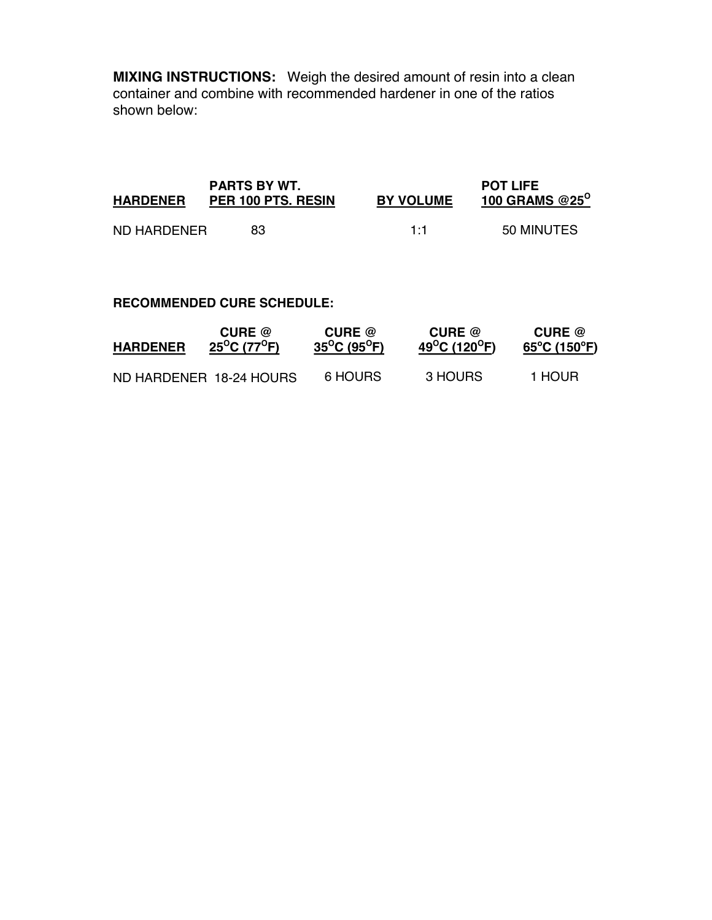**MIXING INSTRUCTIONS:** Weigh the desired amount of resin into a clean container and combine with recommended hardener in one of the ratios shown below:

| HARDENER | PARTS BY WT. PER 100 PTS. RESIN | BY VOLUME | POT LIFE 100 GRAMS @25$^{O}$ |
|---|---|---|---|
| ND HARDENER | 83 | 1:1 | 50 MINUTES |

**RECOMMENDED CURE SCHEDULE:**

| HARDENER | CURE @ 25$^{O}$C (77$^{O}$F) | CURE @ 35$^{O}$C (95$^{O}$F) | CURE @ 49$^{O}$C (120$^{O}$F) | CURE @ 65$^{o}$C (150$^{o}$F) |
|---|---|---|---|---|
| ND HARDENER | 18-24 HOURS | 6 HOURS | 3 HOURS | 1 HOUR |